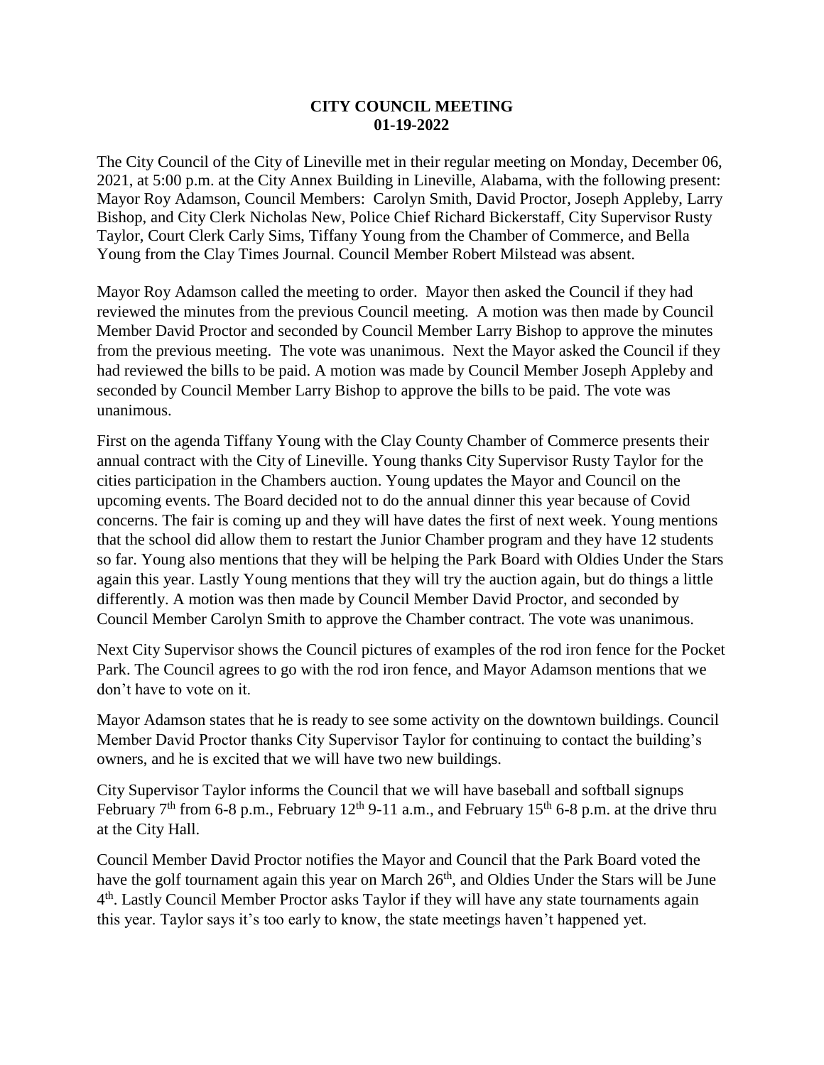# CITY COUNCIL MEETING
# 01-19-2022

The City Council of the City of Lineville met in their regular meeting on Monday, December 06, 2021, at 5:00 p.m. at the City Annex Building in Lineville, Alabama, with the following present: Mayor Roy Adamson, Council Members: Carolyn Smith, David Proctor, Joseph Appleby, Larry Bishop, and City Clerk Nicholas New, Police Chief Richard Bickerstaff, City Supervisor Rusty Taylor, Court Clerk Carly Sims, Tiffany Young from the Chamber of Commerce, and Bella Young from the Clay Times Journal. Council Member Robert Milstead was absent.

Mayor Roy Adamson called the meeting to order. Mayor then asked the Council if they had reviewed the minutes from the previous Council meeting. A motion was then made by Council Member David Proctor and seconded by Council Member Larry Bishop to approve the minutes from the previous meeting. The vote was unanimous. Next the Mayor asked the Council if they had reviewed the bills to be paid. A motion was made by Council Member Joseph Appleby and seconded by Council Member Larry Bishop to approve the bills to be paid. The vote was unanimous.

First on the agenda Tiffany Young with the Clay County Chamber of Commerce presents their annual contract with the City of Lineville. Young thanks City Supervisor Rusty Taylor for the cities participation in the Chambers auction. Young updates the Mayor and Council on the upcoming events. The Board decided not to do the annual dinner this year because of Covid concerns. The fair is coming up and they will have dates the first of next week. Young mentions that the school did allow them to restart the Junior Chamber program and they have 12 students so far. Young also mentions that they will be helping the Park Board with Oldies Under the Stars again this year. Lastly Young mentions that they will try the auction again, but do things a little differently. A motion was then made by Council Member David Proctor, and seconded by Council Member Carolyn Smith to approve the Chamber contract. The vote was unanimous.

Next City Supervisor shows the Council pictures of examples of the rod iron fence for the Pocket Park. The Council agrees to go with the rod iron fence, and Mayor Adamson mentions that we don't have to vote on it.

Mayor Adamson states that he is ready to see some activity on the downtown buildings. Council Member David Proctor thanks City Supervisor Taylor for continuing to contact the building's owners, and he is excited that we will have two new buildings.

City Supervisor Taylor informs the Council that we will have baseball and softball signups February 7th from 6-8 p.m., February 12th 9-11 a.m., and February 15th 6-8 p.m. at the drive thru at the City Hall.

Council Member David Proctor notifies the Mayor and Council that the Park Board voted the have the golf tournament again this year on March 26th, and Oldies Under the Stars will be June 4th. Lastly Council Member Proctor asks Taylor if they will have any state tournaments again this year. Taylor says it's too early to know, the state meetings haven't happened yet.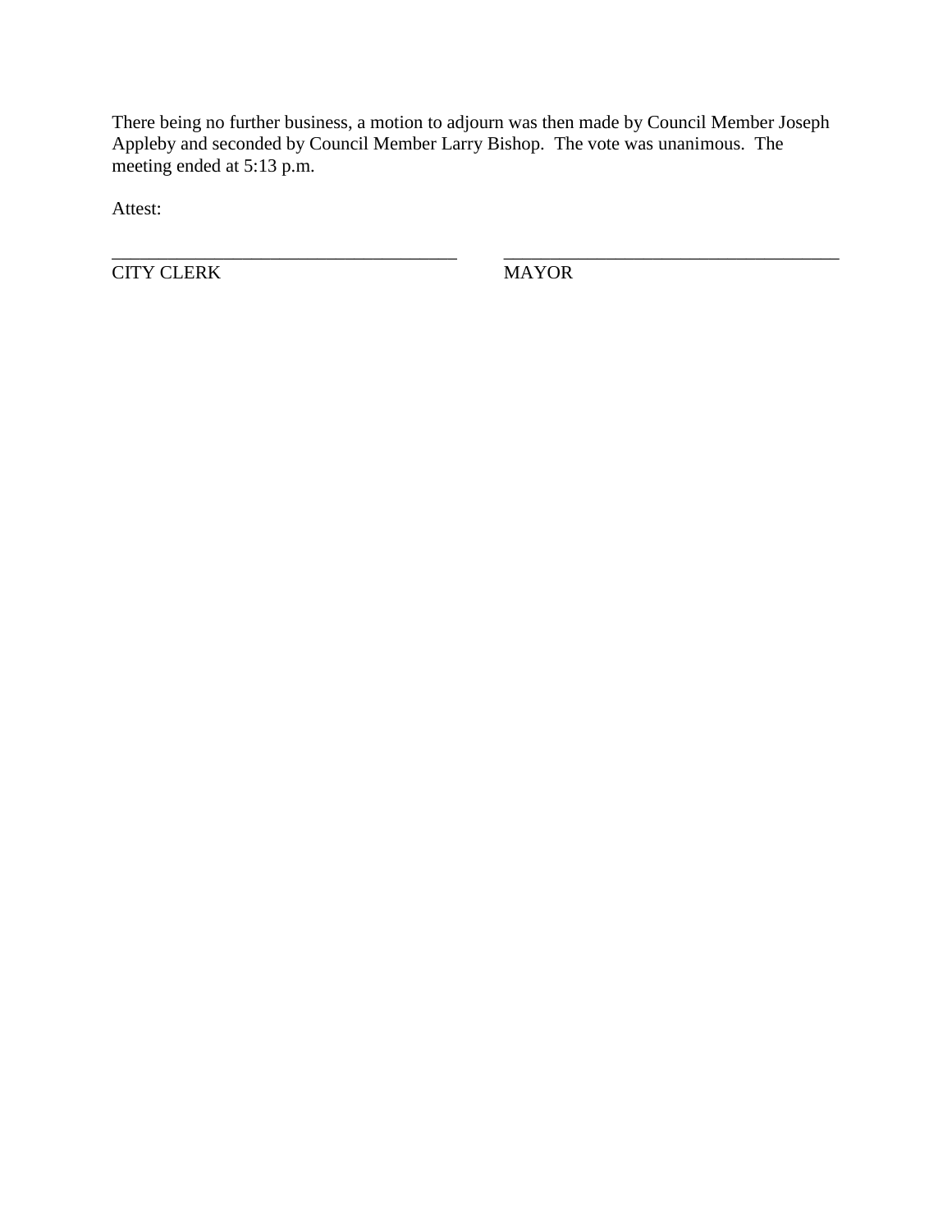There being no further business, a motion to adjourn was then made by Council Member Joseph Appleby and seconded by Council Member Larry Bishop. The vote was unanimous. The meeting ended at 5:13 p.m.

Attest:

| | |
|---|---|
| _______________________________________ | _______________________________________ |
| CITY CLERK | MAYOR |